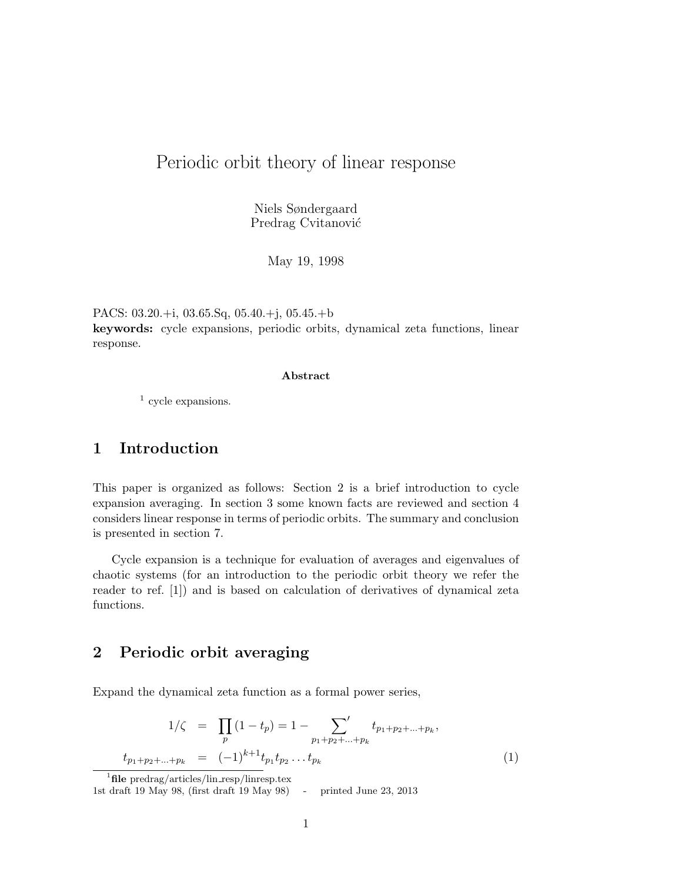# Periodic orbit theory of linear response

Niels Søndergaard
Predrag Cvitanović

May 19, 1998

PACS: 03.20.+i, 03.65.Sq, 05.40.+j, 05.45.+b
**keywords:** cycle expansions, periodic orbits, dynamical zeta functions, linear response.

### Abstract

[1] cycle expansions.

## 1 Introduction

This paper is organized as follows: Section 2 is a brief introduction to cycle expansion averaging. In section 3 some known facts are reviewed and section 4 considers linear response in terms of periodic orbits. The summary and conclusion is presented in section 7.

Cycle expansion is a technique for evaluation of averages and eigenvalues of chaotic systems (for an introduction to the periodic orbit theory we refer the reader to ref. [1]) and is based on calculation of derivatives of dynamical zeta functions.

## 2 Periodic orbit averaging

Expand the dynamical zeta function as a formal power series,

$$\begin{aligned} 1/\zeta &= \prod_p (1 - t_p) = 1 - \sum_{p_1+p_2+\ldots+p_k}{}' t_{p_1+p_2+\ldots+p_k}\,, \\ t_{p_1+p_2+\ldots+p_k} &= (-1)^{k+1} t_{p_1} t_{p_2} \ldots t_{p_k} \end{aligned} \tag{1}$$

[1]**file** predrag/articles/lin_resp/linresp.tex
1st draft 19 May 98, (first draft 19 May 98) - printed June 23, 2013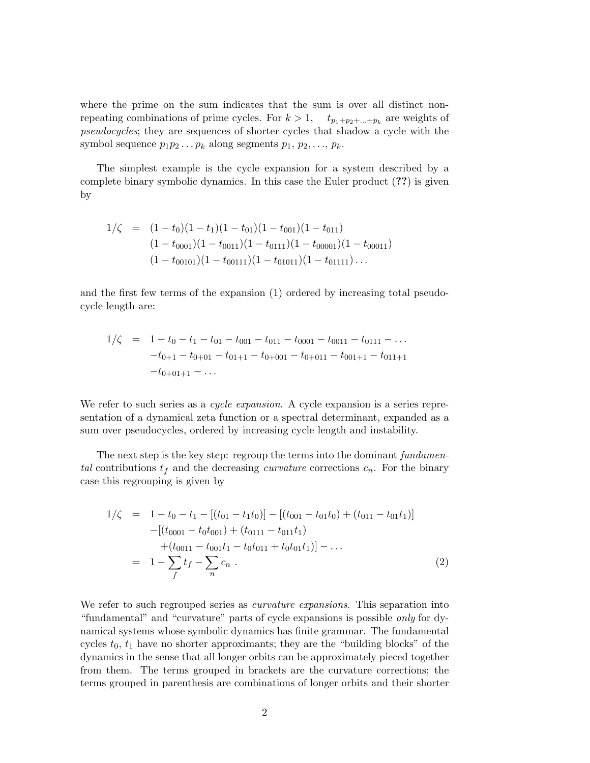where the prime on the sum indicates that the sum is over all distinct non-repeating combinations of prime cycles. For $k > 1$, $t_{p_1+p_2+\ldots+p_k}$ are weights of *pseudocycles*; they are sequences of shorter cycles that shadow a cycle with the symbol sequence $p_1 p_2 \ldots p_k$ along segments $p_1, p_2, \ldots, p_k$.

The simplest example is the cycle expansion for a system described by a complete binary symbolic dynamics. In this case the Euler product (**??**) is given by

$$
\begin{aligned}
1/\zeta \;=\;& (1-t_0)(1-t_1)(1-t_{01})(1-t_{001})(1-t_{011}) \\
& (1-t_{0001})(1-t_{0011})(1-t_{0111})(1-t_{00001})(1-t_{00011}) \\
& (1-t_{00101})(1-t_{00111})(1-t_{01011})(1-t_{01111})\ldots
\end{aligned}
$$

and the first few terms of the expansion (1) ordered by increasing total pseudocycle length are:

$$
\begin{aligned}
1/\zeta \;=\;& 1 - t_0 - t_1 - t_{01} - t_{001} - t_{011} - t_{0001} - t_{0011} - t_{0111} - \ldots \\
& - t_{0+1} - t_{0+01} - t_{01+1} - t_{0+001} - t_{0+011} - t_{001+1} - t_{011+1} \\
& - t_{0+01+1} - \ldots
\end{aligned}
$$

We refer to such series as a *cycle expansion*. A cycle expansion is a series representation of a dynamical zeta function or a spectral determinant, expanded as a sum over pseudocycles, ordered by increasing cycle length and instability.

The next step is the key step: regroup the terms into the dominant *fundamental* contributions $t_f$ and the decreasing *curvature* corrections $c_n$. For the binary case this regrouping is given by

$$
\begin{aligned}
1/\zeta \;=\;& 1 - t_0 - t_1 - [(t_{01} - t_1 t_0)] - [(t_{001} - t_{01} t_0) + (t_{011} - t_{01} t_1)] \\
& - [(t_{0001} - t_0 t_{001}) + (t_{0111} - t_{011} t_1) \\
& \quad + (t_{0011} - t_{001} t_1 - t_0 t_{011} + t_0 t_{01} t_1)] - \ldots \\
=\;& 1 - \sum_f t_f - \sum_n c_n \; . \qquad (2)
\end{aligned}
$$

We refer to such regrouped series as *curvature expansions*. This separation into "fundamental" and "curvature" parts of cycle expansions is possible *only* for dynamical systems whose symbolic dynamics has finite grammar. The fundamental cycles $t_0$, $t_1$ have no shorter approximants; they are the "building blocks" of the dynamics in the sense that all longer orbits can be approximately pieced together from them. The terms grouped in brackets are the curvature corrections; the terms grouped in parenthesis are combinations of longer orbits and their shorter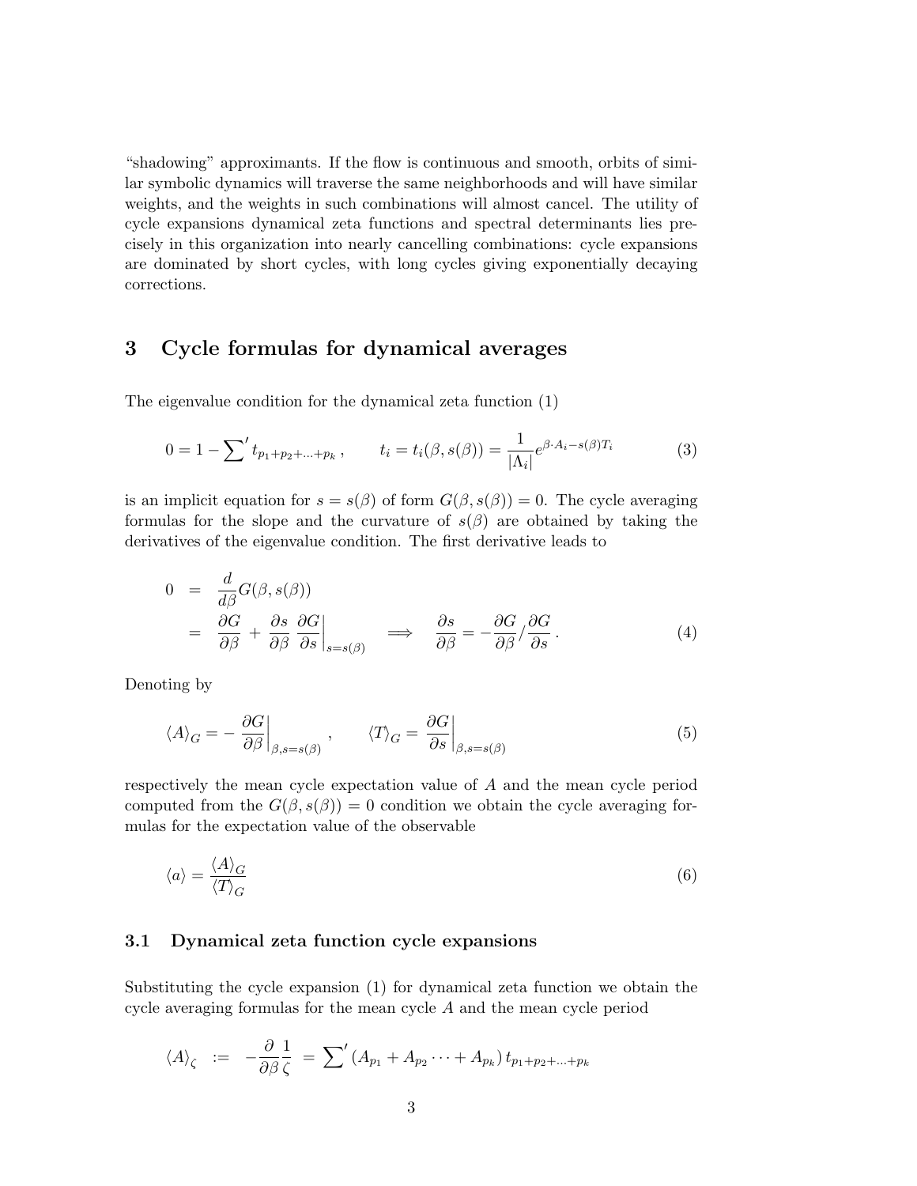"shadowing" approximants. If the flow is continuous and smooth, orbits of similar symbolic dynamics will traverse the same neighborhoods and will have similar weights, and the weights in such combinations will almost cancel. The utility of cycle expansions dynamical zeta functions and spectral determinants lies precisely in this organization into nearly cancelling combinations: cycle expansions are dominated by short cycles, with long cycles giving exponentially decaying corrections.

## 3 Cycle formulas for dynamical averages

The eigenvalue condition for the dynamical zeta function (1)

$$0 = 1 - \sum{}' t_{p_1+p_2+\ldots+p_k}\,, \qquad t_i = t_i(\beta, s(\beta)) = \frac{1}{|\Lambda_i|} e^{\beta \cdot A_i - s(\beta) T_i} \tag{3}$$

is an implicit equation for $s = s(\beta)$ of form $G(\beta, s(\beta)) = 0$. The cycle averaging formulas for the slope and the curvature of $s(\beta)$ are obtained by taking the derivatives of the eigenvalue condition. The first derivative leads to

$$\begin{aligned} 0 &= \frac{d}{d\beta} G(\beta, s(\beta)) \\ &= \frac{\partial G}{\partial \beta} + \frac{\partial s}{\partial \beta} \frac{\partial G}{\partial s}\Big|_{s=s(\beta)} \quad \Longrightarrow \quad \frac{\partial s}{\partial \beta} = -\frac{\partial G}{\partial \beta} / \frac{\partial G}{\partial s}\,. \end{aligned} \tag{4}$$

Denoting by

$$\langle A \rangle_G = -\frac{\partial G}{\partial \beta}\Big|_{\beta, s=s(\beta)}\,, \qquad \langle T \rangle_G = \frac{\partial G}{\partial s}\Big|_{\beta, s=s(\beta)} \tag{5}$$

respectively the mean cycle expectation value of $A$ and the mean cycle period computed from the $G(\beta, s(\beta)) = 0$ condition we obtain the cycle averaging formulas for the expectation value of the observable

$$\langle a \rangle = \frac{\langle A \rangle_G}{\langle T \rangle_G} \tag{6}$$

### 3.1 Dynamical zeta function cycle expansions

Substituting the cycle expansion (1) for dynamical zeta function we obtain the cycle averaging formulas for the mean cycle $A$ and the mean cycle period

$$\langle A \rangle_\zeta \;:=\; -\frac{\partial}{\partial \beta} \frac{1}{\zeta} \;=\; \sum{}' \left(A_{p_1} + A_{p_2} \cdots + A_{p_k}\right) t_{p_1+p_2+\ldots+p_k}$$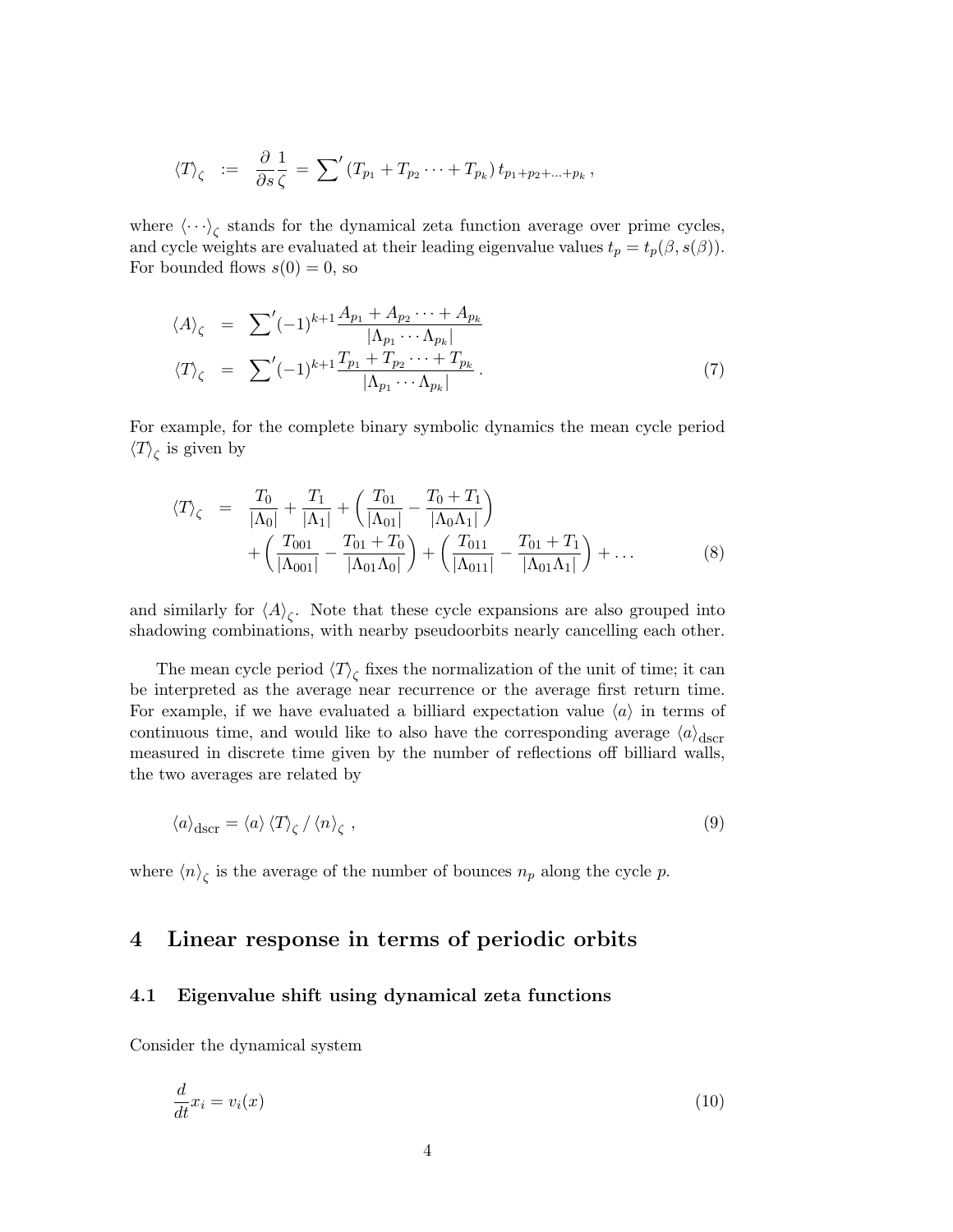$$
\langle T \rangle_\zeta \;:=\; \frac{\partial}{\partial s}\frac{1}{\zeta} = \sum{}' \left(T_{p_1} + T_{p_2} \cdots + T_{p_k}\right) t_{p_1+p_2+\ldots+p_k} \,,
$$

where $\langle \cdots \rangle_\zeta$ stands for the dynamical zeta function average over prime cycles, and cycle weights are evaluated at their leading eigenvalue values $t_p = t_p(\beta, s(\beta))$. For bounded flows $s(0) = 0$, so

$$
\begin{aligned}
\langle A \rangle_\zeta &= \sum{}'(-1)^{k+1} \frac{A_{p_1} + A_{p_2} \cdots + A_{p_k}}{|\Lambda_{p_1} \cdots \Lambda_{p_k}|} \\
\langle T \rangle_\zeta &= \sum{}'(-1)^{k+1} \frac{T_{p_1} + T_{p_2} \cdots + T_{p_k}}{|\Lambda_{p_1} \cdots \Lambda_{p_k}|} \,.
\end{aligned}
\tag{7}
$$

For example, for the complete binary symbolic dynamics the mean cycle period $\langle T \rangle_\zeta$ is given by

$$
\begin{aligned}
\langle T \rangle_\zeta &= \frac{T_0}{|\Lambda_0|} + \frac{T_1}{|\Lambda_1|} + \left( \frac{T_{01}}{|\Lambda_{01}|} - \frac{T_0 + T_1}{|\Lambda_0 \Lambda_1|} \right) \\
&\quad + \left( \frac{T_{001}}{|\Lambda_{001}|} - \frac{T_{01} + T_0}{|\Lambda_{01} \Lambda_0|} \right) + \left( \frac{T_{011}}{|\Lambda_{011}|} - \frac{T_{01} + T_1}{|\Lambda_{01} \Lambda_1|} \right) + \ldots
\end{aligned}
\tag{8}
$$

and similarly for $\langle A \rangle_\zeta$. Note that these cycle expansions are also grouped into shadowing combinations, with nearby pseudoorbits nearly cancelling each other.

The mean cycle period $\langle T \rangle_\zeta$ fixes the normalization of the unit of time; it can be interpreted as the average near recurrence or the average first return time. For example, if we have evaluated a billiard expectation value $\langle a \rangle$ in terms of continuous time, and would like to also have the corresponding average $\langle a \rangle_{\mathrm{dscr}}$ measured in discrete time given by the number of reflections off billiard walls, the two averages are related by

$$
\langle a \rangle_{\mathrm{dscr}} = \langle a \rangle \, \langle T \rangle_\zeta \, / \, \langle n \rangle_\zeta \,,
\tag{9}
$$

where $\langle n \rangle_\zeta$ is the average of the number of bounces $n_p$ along the cycle $p$.

# 4 Linear response in terms of periodic orbits

## 4.1 Eigenvalue shift using dynamical zeta functions

Consider the dynamical system

$$
\frac{d}{dt} x_i = v_i(x)
\tag{10}
$$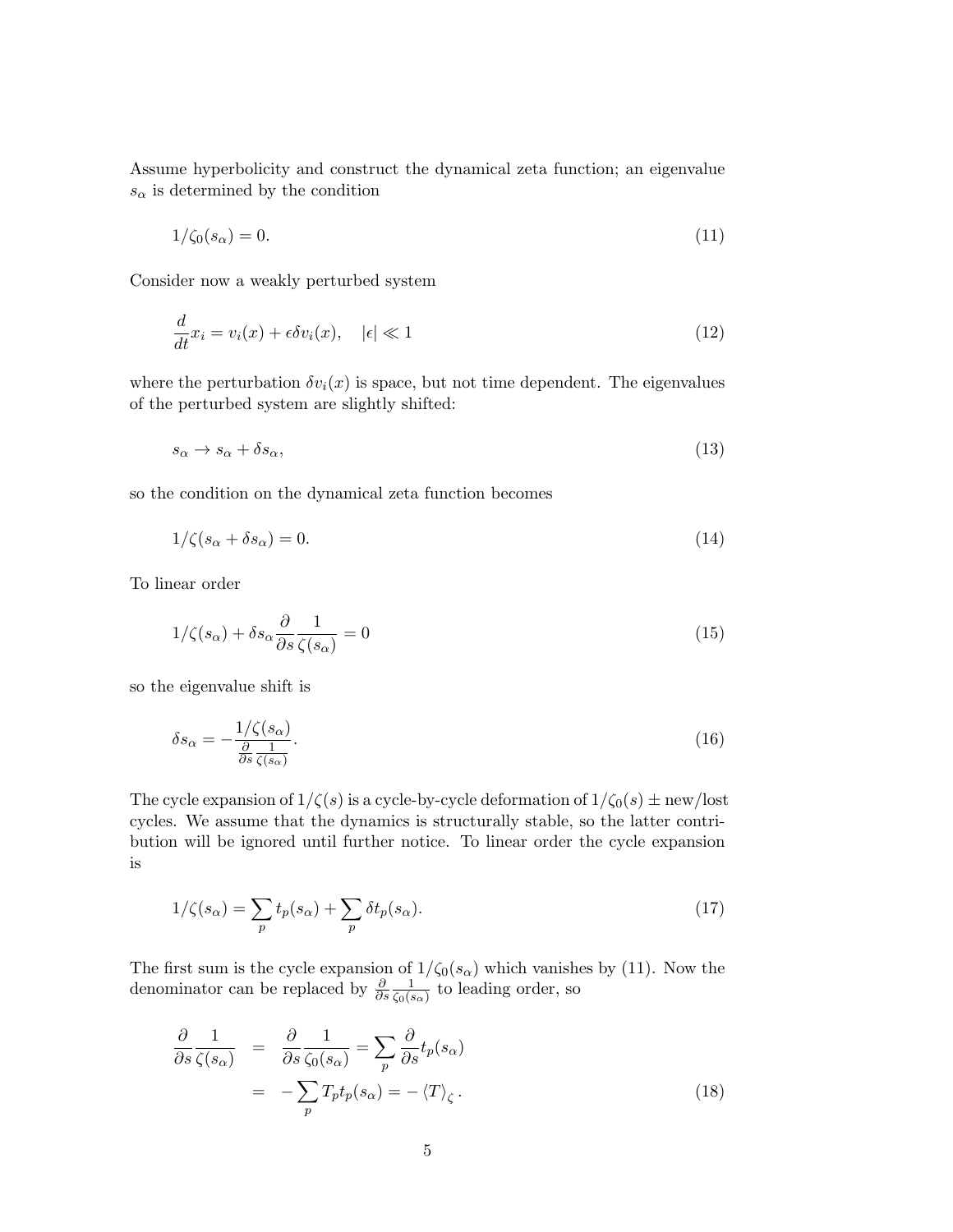Assume hyperbolicity and construct the dynamical zeta function; an eigenvalue $s_\alpha$ is determined by the condition

$$1/\zeta_0(s_\alpha) = 0. \tag{11}$$

Consider now a weakly perturbed system

$$\frac{d}{dt}x_i = v_i(x) + \epsilon \delta v_i(x), \quad |\epsilon| \ll 1 \tag{12}$$

where the perturbation $\delta v_i(x)$ is space, but not time dependent. The eigenvalues of the perturbed system are slightly shifted:

$$s_\alpha \to s_\alpha + \delta s_\alpha, \tag{13}$$

so the condition on the dynamical zeta function becomes

$$1/\zeta(s_\alpha + \delta s_\alpha) = 0. \tag{14}$$

To linear order

$$1/\zeta(s_\alpha) + \delta s_\alpha \frac{\partial}{\partial s}\frac{1}{\zeta(s_\alpha)} = 0 \tag{15}$$

so the eigenvalue shift is

$$\delta s_\alpha = -\frac{1/\zeta(s_\alpha)}{\frac{\partial}{\partial s}\frac{1}{\zeta(s_\alpha)}}. \tag{16}$$

The cycle expansion of $1/\zeta(s)$ is a cycle-by-cycle deformation of $1/\zeta_0(s) \pm$ new/lost cycles. We assume that the dynamics is structurally stable, so the latter contribution will be ignored until further notice. To linear order the cycle expansion is

$$1/\zeta(s_\alpha) = \sum_p t_p(s_\alpha) + \sum_p \delta t_p(s_\alpha). \tag{17}$$

The first sum is the cycle expansion of $1/\zeta_0(s_\alpha)$ which vanishes by (11). Now the denominator can be replaced by $\frac{\partial}{\partial s}\frac{1}{\zeta_0(s_\alpha)}$ to leading order, so

$$\begin{aligned}
\frac{\partial}{\partial s}\frac{1}{\zeta(s_\alpha)} &= \frac{\partial}{\partial s}\frac{1}{\zeta_0(s_\alpha)} = \sum_p \frac{\partial}{\partial s} t_p(s_\alpha) \\
&= -\sum_p T_p t_p(s_\alpha) = -\langle T \rangle_\zeta \,.
\end{aligned} \tag{18}$$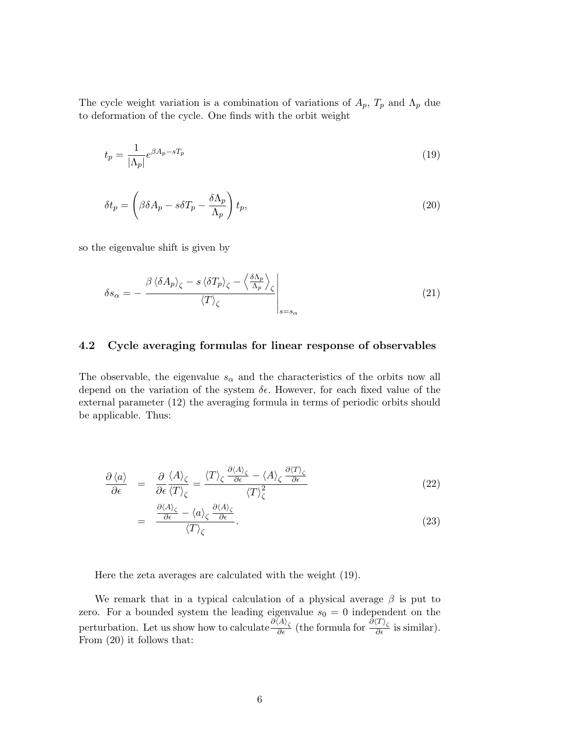The cycle weight variation is a combination of variations of $A_p$, $T_p$ and $\Lambda_p$ due to deformation of the cycle. One finds with the orbit weight

$$t_p = \frac{1}{|\Lambda_p|} e^{\beta A_p - sT_p} \tag{19}$$

$$\delta t_p = \left( \beta \delta A_p - s \delta T_p - \frac{\delta \Lambda_p}{\Lambda_p} \right) t_p, \tag{20}$$

so the eigenvalue shift is given by

$$\delta s_\alpha = - \left. \frac{\beta \langle \delta A_p \rangle_\zeta - s \langle \delta T_p \rangle_\zeta - \left\langle \frac{\delta \Lambda_p}{\Lambda_p} \right\rangle_\zeta}{\langle T \rangle_\zeta} \right|_{s=s_\alpha} \tag{21}$$

### 4.2 Cycle averaging formulas for linear response of observables

The observable, the eigenvalue $s_\alpha$ and the characteristics of the orbits now all depend on the variation of the system $\delta\epsilon$. However, for each fixed value of the external parameter (12) the averaging formula in terms of periodic orbits should be applicable. Thus:

$$\frac{\partial \langle a \rangle}{\partial \epsilon} = \frac{\partial}{\partial \epsilon} \frac{\langle A \rangle_\zeta}{\langle T \rangle_\zeta} = \frac{\langle T \rangle_\zeta \frac{\partial \langle A \rangle_\zeta}{\partial \epsilon} - \langle A \rangle_\zeta \frac{\partial \langle T \rangle_\zeta}{\partial \epsilon}}{\langle T \rangle_\zeta^2} \tag{22}$$

$$= \frac{\frac{\partial \langle A \rangle_\zeta}{\partial \epsilon} - \langle a \rangle_\zeta \frac{\partial \langle A \rangle_\zeta}{\partial \epsilon}}{\langle T \rangle_\zeta}. \tag{23}$$

Here the zeta averages are calculated with the weight (19).

We remark that in a typical calculation of a physical average $\beta$ is put to zero. For a bounded system the leading eigenvalue $s_0 = 0$ independent on the perturbation. Let us show how to calculate $\frac{\partial \langle A \rangle_\zeta}{\partial \epsilon}$ (the formula for $\frac{\partial \langle T \rangle_\zeta}{\partial \epsilon}$ is similar). From (20) it follows that: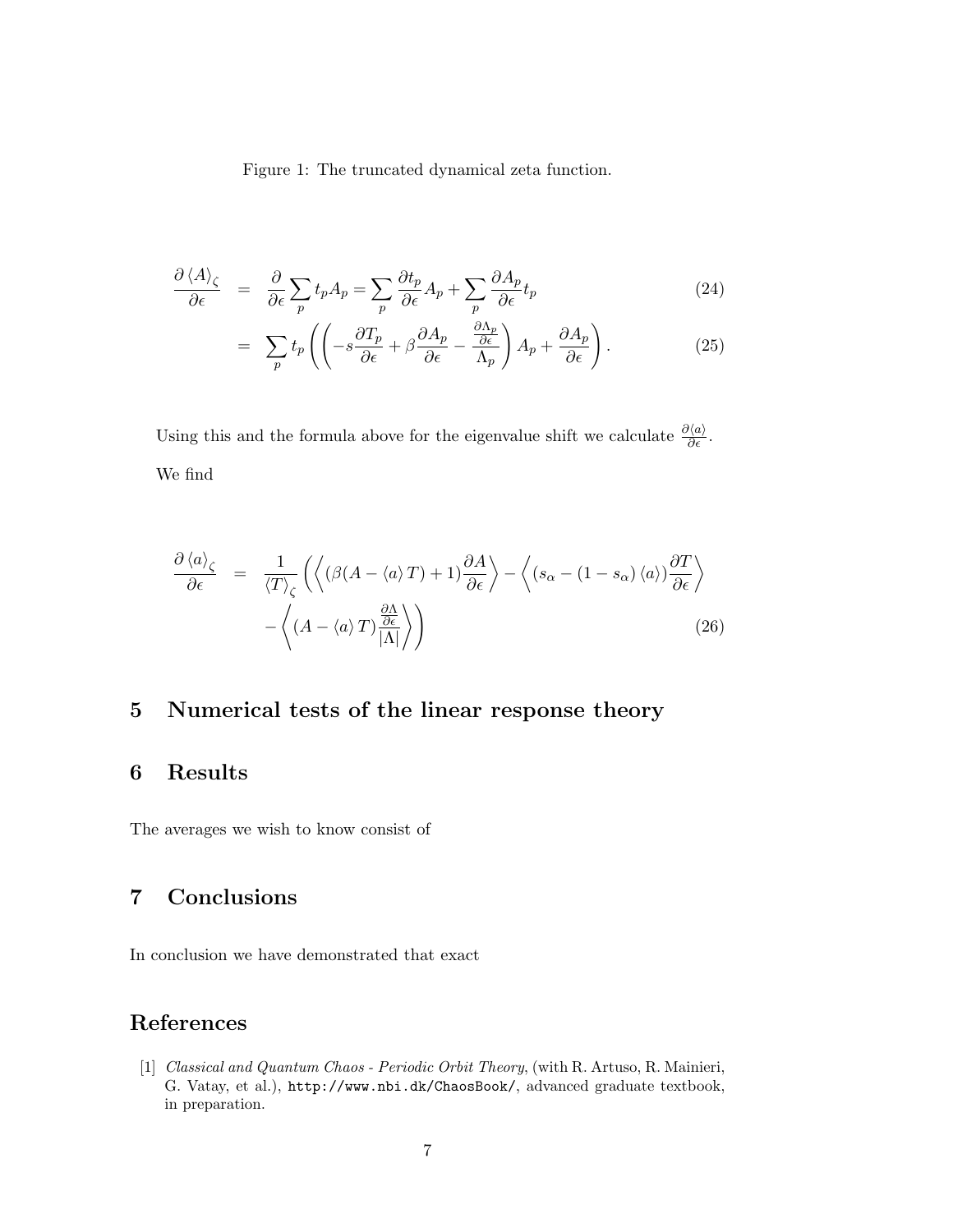Figure 1: The truncated dynamical zeta function.

$$
\begin{aligned}
\frac{\partial \langle A \rangle_\zeta}{\partial \epsilon} &= \frac{\partial}{\partial \epsilon} \sum_p t_p A_p = \sum_p \frac{\partial t_p}{\partial \epsilon} A_p + \sum_p \frac{\partial A_p}{\partial \epsilon} t_p & (24) \\
&= \sum_p t_p \left( \left( -s \frac{\partial T_p}{\partial \epsilon} + \beta \frac{\partial A_p}{\partial \epsilon} - \frac{\frac{\partial \Lambda_p}{\partial \epsilon}}{\Lambda_p} \right) A_p + \frac{\partial A_p}{\partial \epsilon} \right). & (25)
\end{aligned}
$$

Using this and the formula above for the eigenvalue shift we calculate $\frac{\partial \langle a \rangle}{\partial \epsilon}$.

We find

$$
\begin{aligned}
\frac{\partial \langle a \rangle_\zeta}{\partial \epsilon} &= \frac{1}{\langle T \rangle_\zeta} \left( \left\langle (\beta (A - \langle a \rangle T) + 1) \frac{\partial A}{\partial \epsilon} \right\rangle - \left\langle (s_\alpha - (1 - s_\alpha) \langle a \rangle) \frac{\partial T}{\partial \epsilon} \right\rangle \right. \\
&\quad \left. - \left\langle (A - \langle a \rangle T) \frac{\frac{\partial \Lambda}{\partial \epsilon}}{|\Lambda|} \right\rangle \right) & (26)
\end{aligned}
$$

## 5 Numerical tests of the linear response theory

## 6 Results

The averages we wish to know consist of

## 7 Conclusions

In conclusion we have demonstrated that exact

## References

[1] *Classical and Quantum Chaos - Periodic Orbit Theory*, (with R. Artuso, R. Mainieri, G. Vatay, et al.), `http://www.nbi.dk/ChaosBook/`, advanced graduate textbook, in preparation.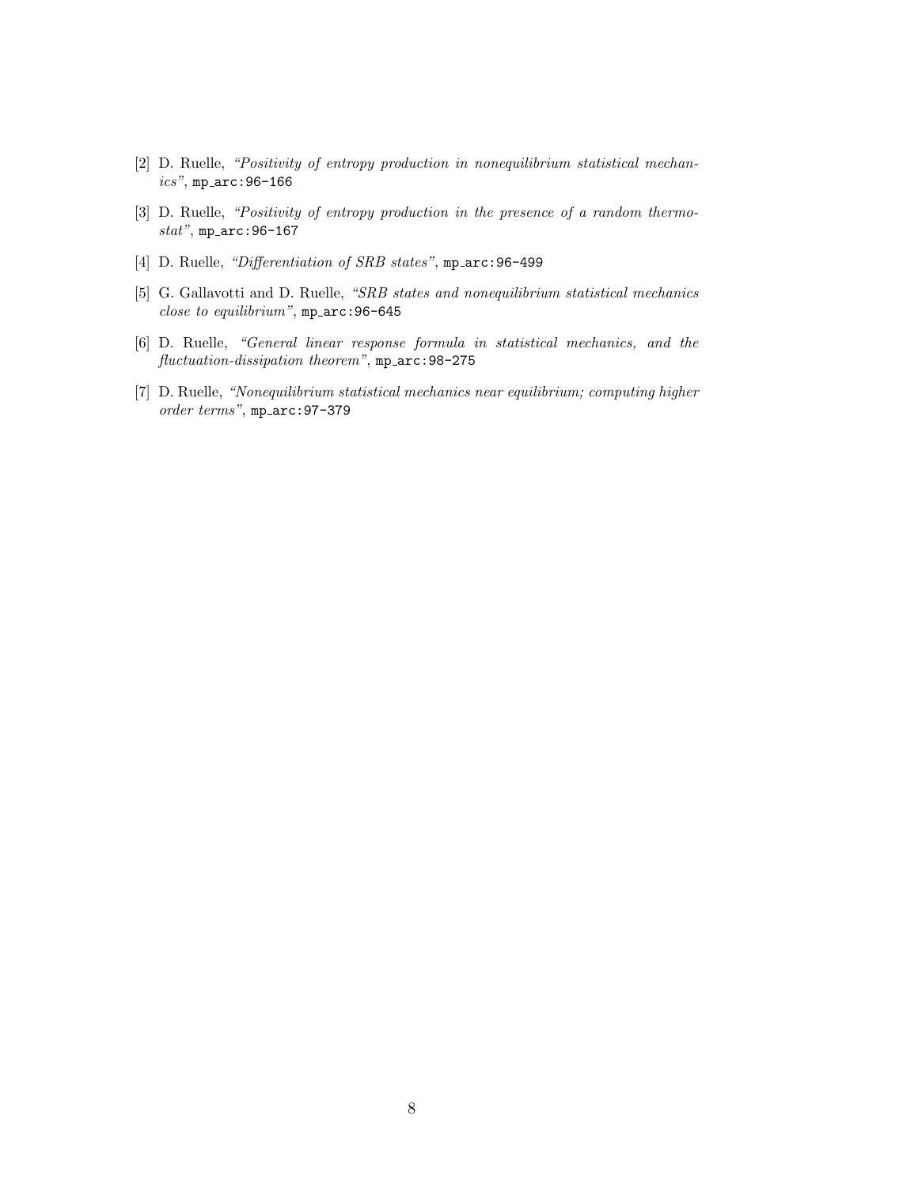[2] D. Ruelle, *"Positivity of entropy production in nonequilibrium statistical mechanics"*, `mp_arc:96-166`

[3] D. Ruelle, *"Positivity of entropy production in the presence of a random thermostat"*, `mp_arc:96-167`

[4] D. Ruelle, *"Differentiation of SRB states"*, `mp_arc:96-499`

[5] G. Gallavotti and D. Ruelle, *"SRB states and nonequilibrium statistical mechanics close to equilibrium"*, `mp_arc:96-645`

[6] D. Ruelle, *"General linear response formula in statistical mechanics, and the fluctuation-dissipation theorem"*, `mp_arc:98-275`

[7] D. Ruelle, *"Nonequilibrium statistical mechanics near equilibrium; computing higher order terms"*, `mp_arc:97-379`